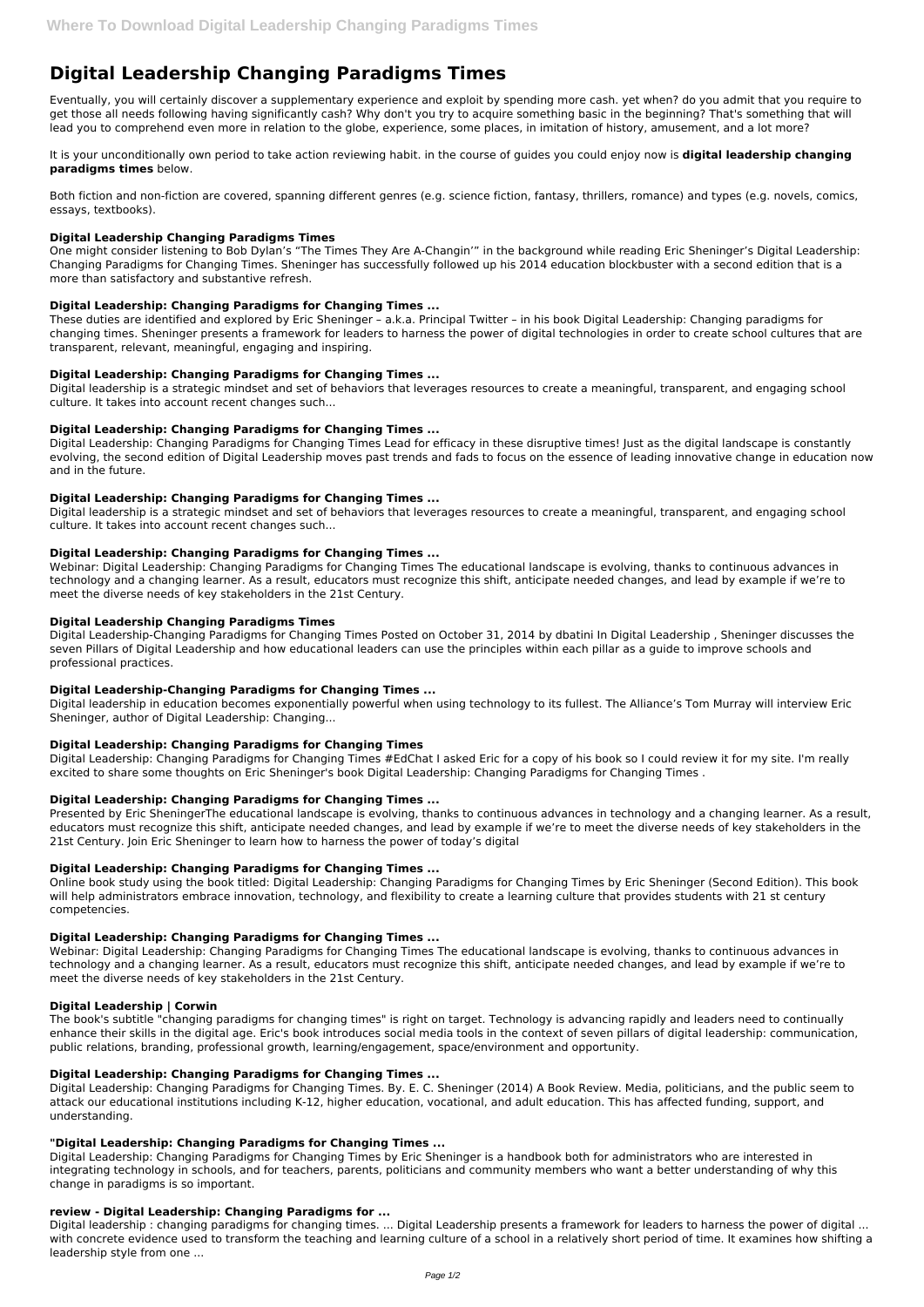# Digital Leadership Changing Paradigms Times

Eventually, you will certainly discover a supplementary experience and exploit by spending more cash. yet when? do you admit that you require to get those all needs following having significantly cash? Why don't you try to acquire something basic in the beginning? That's something that will lead you to comprehend even more in relation to the globe, experience, some places, in imitation of history, amusement, and a lot more?

It is your unconditionally own period to take action reviewing habit. in the course of guides you could enjoy now is **digital leadership changing paradigms times** below.

Both fiction and non-fiction are covered, spanning different genres (e.g. science fiction, fantasy, thrillers, romance) and types (e.g. novels, comics, essays, textbooks).

### Digital Leadership Changing Paradigms Times

One might consider listening to Bob Dylan's "The Times They Are A-Changin'" in the background while reading Eric Sheninger's Digital Leadership: Changing Paradigms for Changing Times. Sheninger has successfully followed up his 2014 education blockbuster with a second edition that is a more than satisfactory and substantive refresh.

### Digital Leadership: Changing Paradigms for Changing Times ...

These duties are identified and explored by Eric Sheninger – a.k.a. Principal Twitter – in his book Digital Leadership: Changing paradigms for changing times. Sheninger presents a framework for leaders to harness the power of digital technologies in order to create school cultures that are transparent, relevant, meaningful, engaging and inspiring.

### Digital Leadership: Changing Paradigms for Changing Times ...

Digital leadership is a strategic mindset and set of behaviors that leverages resources to create a meaningful, transparent, and engaging school culture. It takes into account recent changes such...

### Digital Leadership: Changing Paradigms for Changing Times ...

Digital Leadership: Changing Paradigms for Changing Times Lead for efficacy in these disruptive times! Just as the digital landscape is constantly evolving, the second edition of Digital Leadership moves past trends and fads to focus on the essence of leading innovative change in education now and in the future.

### Digital Leadership: Changing Paradigms for Changing Times ...

Digital leadership is a strategic mindset and set of behaviors that leverages resources to create a meaningful, transparent, and engaging school culture. It takes into account recent changes such...

### Digital Leadership: Changing Paradigms for Changing Times ...

Webinar: Digital Leadership: Changing Paradigms for Changing Times The educational landscape is evolving, thanks to continuous advances in technology and a changing learner. As a result, educators must recognize this shift, anticipate needed changes, and lead by example if we're to meet the diverse needs of key stakeholders in the 21st Century.

### Digital Leadership Changing Paradigms Times

Digital Leadership-Changing Paradigms for Changing Times Posted on October 31, 2014 by dbatini In Digital Leadership , Sheninger discusses the seven Pillars of Digital Leadership and how educational leaders can use the principles within each pillar as a guide to improve schools and professional practices.

### Digital Leadership-Changing Paradigms for Changing Times ...

Digital leadership in education becomes exponentially powerful when using technology to its fullest. The Alliance's Tom Murray will interview Eric Sheninger, author of Digital Leadership: Changing...

### Digital Leadership: Changing Paradigms for Changing Times

Digital Leadership: Changing Paradigms for Changing Times #EdChat I asked Eric for a copy of his book so I could review it for my site. I'm really excited to share some thoughts on Eric Sheninger's book Digital Leadership: Changing Paradigms for Changing Times .

### Digital Leadership: Changing Paradigms for Changing Times ...

Presented by Eric SheningerThe educational landscape is evolving, thanks to continuous advances in technology and a changing learner. As a result, educators must recognize this shift, anticipate needed changes, and lead by example if we're to meet the diverse needs of key stakeholders in the 21st Century. Join Eric Sheninger to learn how to harness the power of today's digital

### Digital Leadership: Changing Paradigms for Changing Times ...

Online book study using the book titled: Digital Leadership: Changing Paradigms for Changing Times by Eric Sheninger (Second Edition). This book will help administrators embrace innovation, technology, and flexibility to create a learning culture that provides students with 21 st century competencies.

### Digital Leadership: Changing Paradigms for Changing Times ...

Webinar: Digital Leadership: Changing Paradigms for Changing Times The educational landscape is evolving, thanks to continuous advances in technology and a changing learner. As a result, educators must recognize this shift, anticipate needed changes, and lead by example if we're to meet the diverse needs of key stakeholders in the 21st Century.

### Digital Leadership | Corwin

The book's subtitle "changing paradigms for changing times" is right on target. Technology is advancing rapidly and leaders need to continually enhance their skills in the digital age. Eric's book introduces social media tools in the context of seven pillars of digital leadership: communication, public relations, branding, professional growth, learning/engagement, space/environment and opportunity.

### Digital Leadership: Changing Paradigms for Changing Times ...

Digital Leadership: Changing Paradigms for Changing Times. By. E. C. Sheninger (2014) A Book Review. Media, politicians, and the public seem to attack our educational institutions including K-12, higher education, vocational, and adult education. This has affected funding, support, and understanding.

### "Digital Leadership: Changing Paradigms for Changing Times ...

Digital Leadership: Changing Paradigms for Changing Times by Eric Sheninger is a handbook both for administrators who are interested in integrating technology in schools, and for teachers, parents, politicians and community members who want a better understanding of why this change in paradigms is so important.

### review - Digital Leadership: Changing Paradigms for ...

Digital leadership : changing paradigms for changing times. ... Digital Leadership presents a framework for leaders to harness the power of digital ... with concrete evidence used to transform the teaching and learning culture of a school in a relatively short period of time. It examines how shifting a leadership style from one ...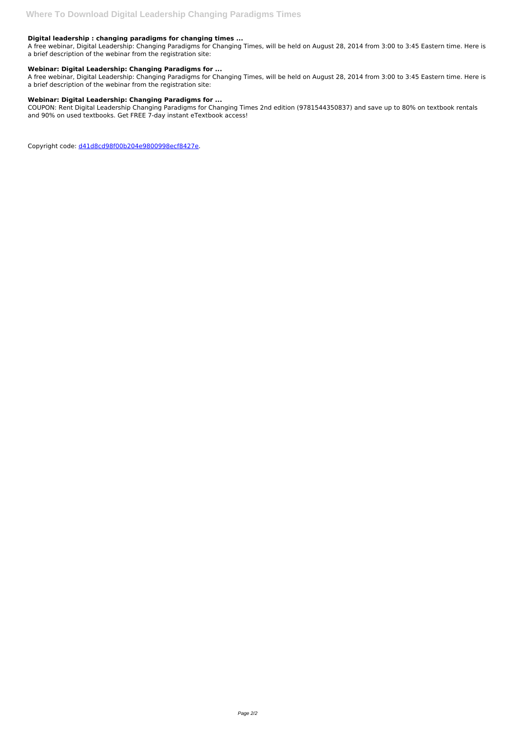### Digital leadership : changing paradigms for changing times ...

A free webinar, Digital Leadership: Changing Paradigms for Changing Times, will be held on August 28, 2014 from 3:00 to 3:45 Eastern time. Here is a brief description of the webinar from the registration site:

### Webinar: Digital Leadership: Changing Paradigms for ...

A free webinar, Digital Leadership: Changing Paradigms for Changing Times, will be held on August 28, 2014 from 3:00 to 3:45 Eastern time. Here is a brief description of the webinar from the registration site:

### Webinar: Digital Leadership: Changing Paradigms for ...

COUPON: Rent Digital Leadership Changing Paradigms for Changing Times 2nd edition (9781544350837) and save up to 80% on textbook rentals and 90% on used textbooks. Get FREE 7-day instant eTextbook access!

Copyright code: d41d8cd98f00b204e9800998ecf8427e.